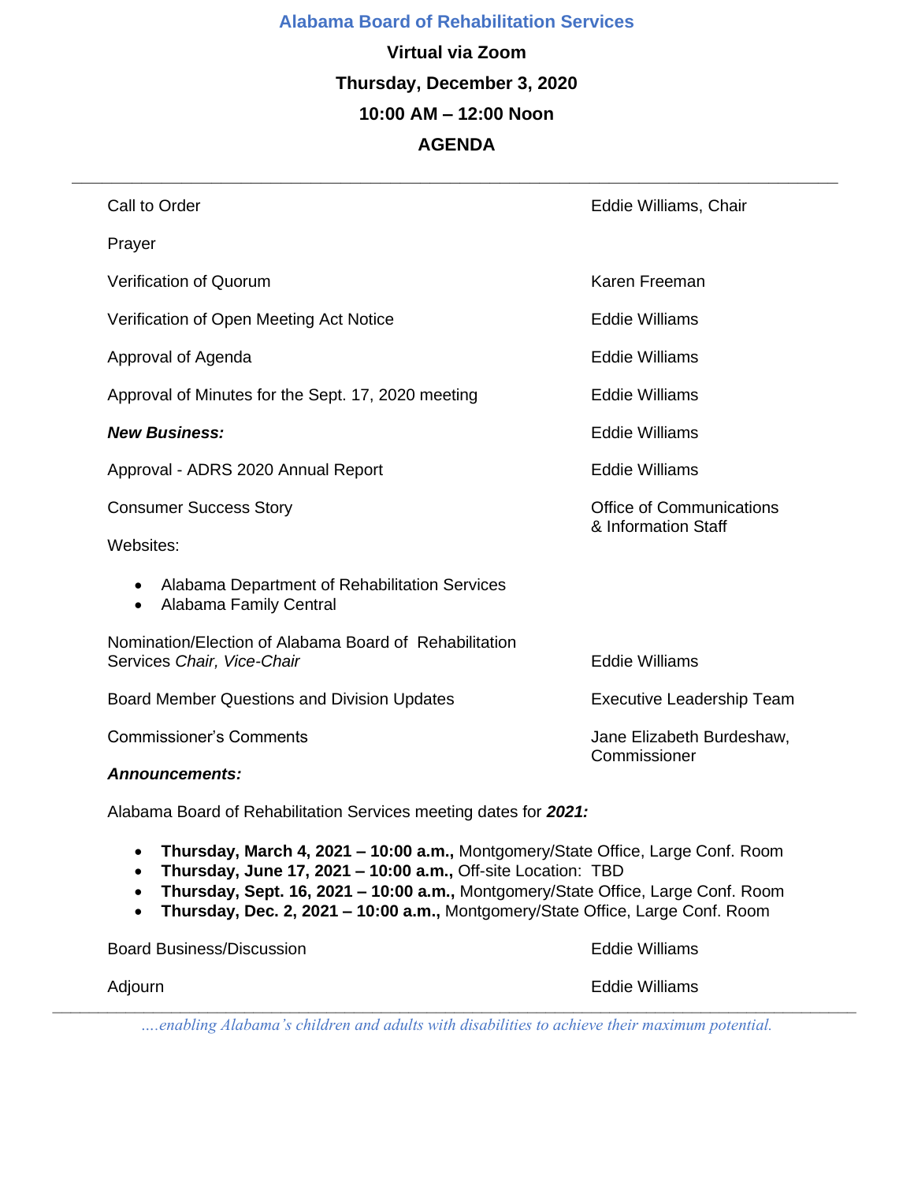# Alabama Board of Rehabilitation Services

**Virtual via Zoom**

**Thursday, December 3, 2020**

**10:00 AM – 12:00 Noon**

**AGENDA**

---

| Item | Presenter |
|---|---|
| Call to Order | Eddie Williams, Chair |
| Prayer | |
| Verification of Quorum | Karen Freeman |
| Verification of Open Meeting Act Notice | Eddie Williams |
| Approval of Agenda | Eddie Williams |
| Approval of Minutes for the Sept. 17, 2020 meeting | Eddie Williams |
| ***New Business:*** | Eddie Williams |
| Approval - ADRS 2020 Annual Report | Eddie Williams |
| Consumer Success Story | Office of Communications & Information Staff |

Websites:

- Alabama Department of Rehabilitation Services
- Alabama Family Central

| Item | Presenter |
|---|---|
| Nomination/Election of Alabama Board of Rehabilitation Services *Chair, Vice-Chair* | Eddie Williams |
| Board Member Questions and Division Updates | Executive Leadership Team |
| Commissioner's Comments | Jane Elizabeth Burdeshaw, Commissioner |

***Announcements:***

Alabama Board of Rehabilitation Services meeting dates for ***2021:***

- **Thursday, March 4, 2021 – 10:00 a.m.,** Montgomery/State Office, Large Conf. Room
- **Thursday, June 17, 2021 – 10:00 a.m.,** Off-site Location: TBD
- **Thursday, Sept. 16, 2021 – 10:00 a.m.,** Montgomery/State Office, Large Conf. Room
- **Thursday, Dec. 2, 2021 – 10:00 a.m.,** Montgomery/State Office, Large Conf. Room

| Item | Presenter |
|---|---|
| Board Business/Discussion | Eddie Williams |
| Adjourn | Eddie Williams |

---

*....enabling Alabama's children and adults with disabilities to achieve their maximum potential.*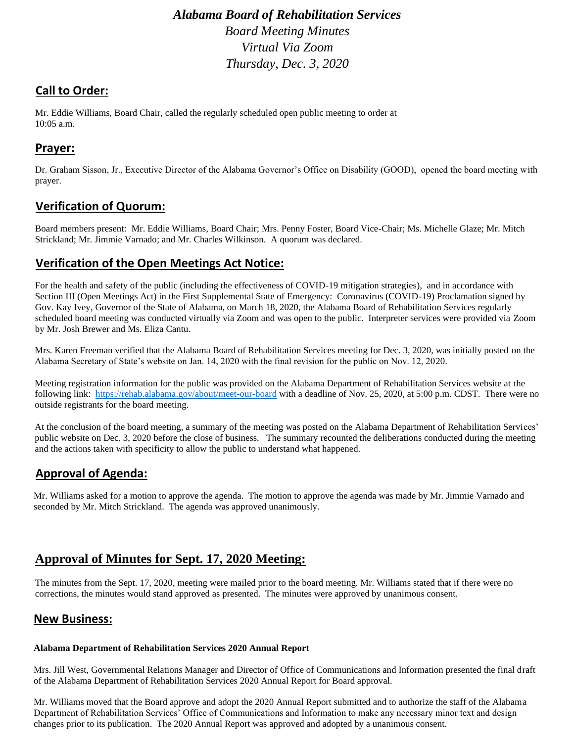# *Alabama Board of Rehabilitation Services*

*Board Meeting Minutes*

*Virtual Via Zoom*

*Thursday, Dec. 3, 2020*

## Call to Order:

Mr. Eddie Williams, Board Chair, called the regularly scheduled open public meeting to order at 10:05 a.m.

## Prayer:

Dr. Graham Sisson, Jr., Executive Director of the Alabama Governor's Office on Disability (GOOD), opened the board meeting with prayer.

## Verification of Quorum:

Board members present: Mr. Eddie Williams, Board Chair; Mrs. Penny Foster, Board Vice-Chair; Ms. Michelle Glaze; Mr. Mitch Strickland; Mr. Jimmie Varnado; and Mr. Charles Wilkinson. A quorum was declared.

## Verification of the Open Meetings Act Notice:

For the health and safety of the public (including the effectiveness of COVID-19 mitigation strategies), and in accordance with Section III (Open Meetings Act) in the First Supplemental State of Emergency: Coronavirus (COVID-19) Proclamation signed by Gov. Kay Ivey, Governor of the State of Alabama, on March 18, 2020, the Alabama Board of Rehabilitation Services regularly scheduled board meeting was conducted virtually via Zoom and was open to the public. Interpreter services were provided via Zoom by Mr. Josh Brewer and Ms. Eliza Cantu.

Mrs. Karen Freeman verified that the Alabama Board of Rehabilitation Services meeting for Dec. 3, 2020, was initially posted on the Alabama Secretary of State's website on Jan. 14, 2020 with the final revision for the public on Nov. 12, 2020.

Meeting registration information for the public was provided on the Alabama Department of Rehabilitation Services website at the following link: https://rehab.alabama.gov/about/meet-our-board with a deadline of Nov. 25, 2020, at 5:00 p.m. CDST. There were no outside registrants for the board meeting.

At the conclusion of the board meeting, a summary of the meeting was posted on the Alabama Department of Rehabilitation Services' public website on Dec. 3, 2020 before the close of business. The summary recounted the deliberations conducted during the meeting and the actions taken with specificity to allow the public to understand what happened.

## Approval of Agenda:

Mr. Williams asked for a motion to approve the agenda. The motion to approve the agenda was made by Mr. Jimmie Varnado and seconded by Mr. Mitch Strickland. The agenda was approved unanimously.

## Approval of Minutes for Sept. 17, 2020 Meeting:

The minutes from the Sept. 17, 2020, meeting were mailed prior to the board meeting. Mr. Williams stated that if there were no corrections, the minutes would stand approved as presented. The minutes were approved by unanimous consent.

## New Business:

**Alabama Department of Rehabilitation Services 2020 Annual Report**

Mrs. Jill West, Governmental Relations Manager and Director of Office of Communications and Information presented the final draft of the Alabama Department of Rehabilitation Services 2020 Annual Report for Board approval.

Mr. Williams moved that the Board approve and adopt the 2020 Annual Report submitted and to authorize the staff of the Alabama Department of Rehabilitation Services' Office of Communications and Information to make any necessary minor text and design changes prior to its publication. The 2020 Annual Report was approved and adopted by a unanimous consent.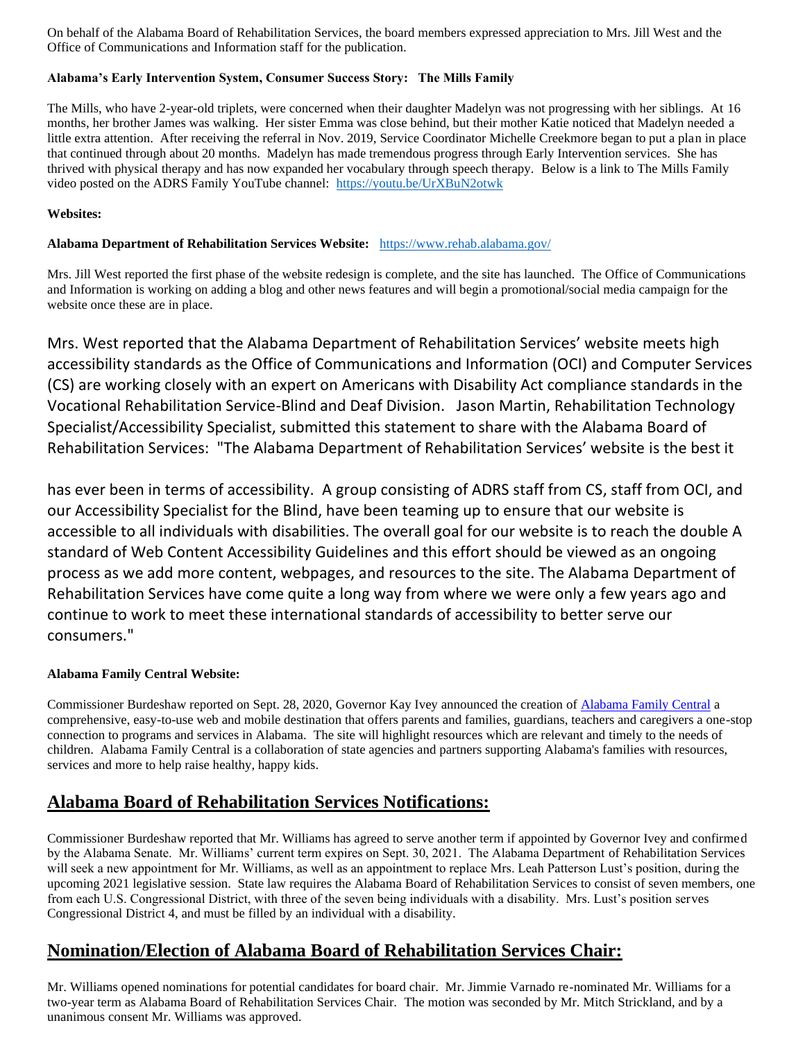On behalf of the Alabama Board of Rehabilitation Services, the board members expressed appreciation to Mrs. Jill West and the Office of Communications and Information staff for the publication.

**Alabama's Early Intervention System, Consumer Success Story: The Mills Family**

The Mills, who have 2-year-old triplets, were concerned when their daughter Madelyn was not progressing with her siblings. At 16 months, her brother James was walking. Her sister Emma was close behind, but their mother Katie noticed that Madelyn needed a little extra attention. After receiving the referral in Nov. 2019, Service Coordinator Michelle Creekmore began to put a plan in place that continued through about 20 months. Madelyn has made tremendous progress through Early Intervention services. She has thrived with physical therapy and has now expanded her vocabulary through speech therapy. Below is a link to The Mills Family video posted on the ADRS Family YouTube channel: https://youtu.be/UrXBuN2otwk

**Websites:**

**Alabama Department of Rehabilitation Services Website:** https://www.rehab.alabama.gov/

Mrs. Jill West reported the first phase of the website redesign is complete, and the site has launched. The Office of Communications and Information is working on adding a blog and other news features and will begin a promotional/social media campaign for the website once these are in place.

Mrs. West reported that the Alabama Department of Rehabilitation Services' website meets high accessibility standards as the Office of Communications and Information (OCI) and Computer Services (CS) are working closely with an expert on Americans with Disability Act compliance standards in the Vocational Rehabilitation Service-Blind and Deaf Division. Jason Martin, Rehabilitation Technology Specialist/Accessibility Specialist, submitted this statement to share with the Alabama Board of Rehabilitation Services: "The Alabama Department of Rehabilitation Services' website is the best it has ever been in terms of accessibility. A group consisting of ADRS staff from CS, staff from OCI, and our Accessibility Specialist for the Blind, have been teaming up to ensure that our website is accessible to all individuals with disabilities. The overall goal for our website is to reach the double A standard of Web Content Accessibility Guidelines and this effort should be viewed as an ongoing process as we add more content, webpages, and resources to the site. The Alabama Department of Rehabilitation Services have come quite a long way from where we were only a few years ago and continue to work to meet these international standards of accessibility to better serve our consumers."

**Alabama Family Central Website:**

Commissioner Burdeshaw reported on Sept. 28, 2020, Governor Kay Ivey announced the creation of Alabama Family Central a comprehensive, easy-to-use web and mobile destination that offers parents and families, guardians, teachers and caregivers a one-stop connection to programs and services in Alabama. The site will highlight resources which are relevant and timely to the needs of children. Alabama Family Central is a collaboration of state agencies and partners supporting Alabama's families with resources, services and more to help raise healthy, happy kids.

## Alabama Board of Rehabilitation Services Notifications:

Commissioner Burdeshaw reported that Mr. Williams has agreed to serve another term if appointed by Governor Ivey and confirmed by the Alabama Senate. Mr. Williams' current term expires on Sept. 30, 2021. The Alabama Department of Rehabilitation Services will seek a new appointment for Mr. Williams, as well as an appointment to replace Mrs. Leah Patterson Lust's position, during the upcoming 2021 legislative session. State law requires the Alabama Board of Rehabilitation Services to consist of seven members, one from each U.S. Congressional District, with three of the seven being individuals with a disability. Mrs. Lust's position serves Congressional District 4, and must be filled by an individual with a disability.

## Nomination/Election of Alabama Board of Rehabilitation Services Chair:

Mr. Williams opened nominations for potential candidates for board chair. Mr. Jimmie Varnado re-nominated Mr. Williams for a two-year term as Alabama Board of Rehabilitation Services Chair. The motion was seconded by Mr. Mitch Strickland, and by a unanimous consent Mr. Williams was approved.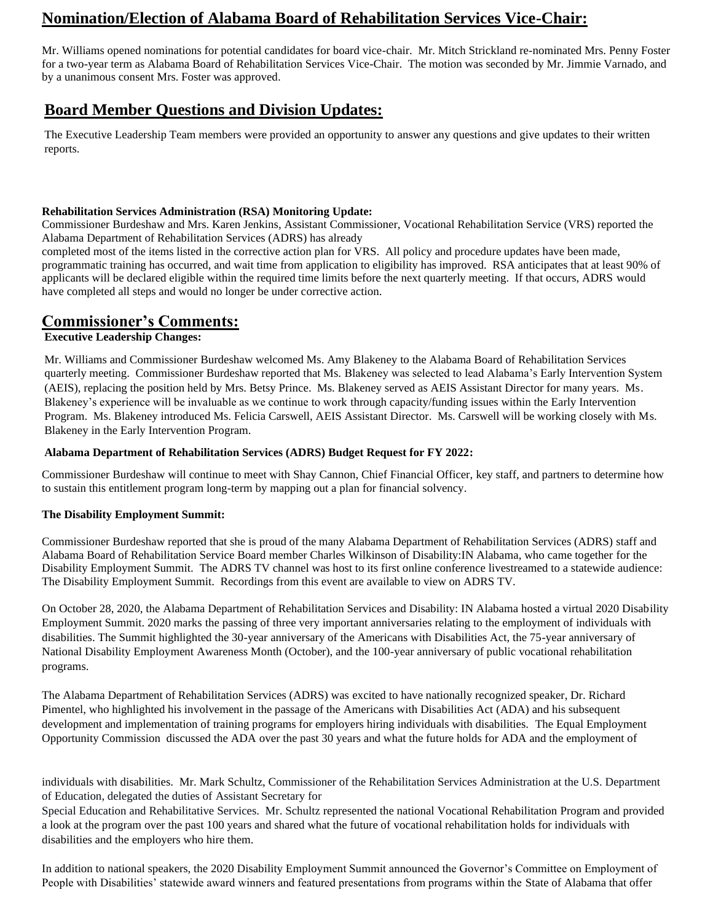## Nomination/Election of Alabama Board of Rehabilitation Services Vice-Chair:

Mr. Williams opened nominations for potential candidates for board vice-chair. Mr. Mitch Strickland re-nominated Mrs. Penny Foster for a two-year term as Alabama Board of Rehabilitation Services Vice-Chair. The motion was seconded by Mr. Jimmie Varnado, and by a unanimous consent Mrs. Foster was approved.

## Board Member Questions and Division Updates:

The Executive Leadership Team members were provided an opportunity to answer any questions and give updates to their written reports.

**Rehabilitation Services Administration (RSA) Monitoring Update:**
Commissioner Burdeshaw and Mrs. Karen Jenkins, Assistant Commissioner, Vocational Rehabilitation Service (VRS) reported the Alabama Department of Rehabilitation Services (ADRS) has already completed most of the items listed in the corrective action plan for VRS. All policy and procedure updates have been made, programmatic training has occurred, and wait time from application to eligibility has improved. RSA anticipates that at least 90% of applicants will be declared eligible within the required time limits before the next quarterly meeting. If that occurs, ADRS would have completed all steps and would no longer be under corrective action.

## Commissioner's Comments:

**Executive Leadership Changes:**

Mr. Williams and Commissioner Burdeshaw welcomed Ms. Amy Blakeney to the Alabama Board of Rehabilitation Services quarterly meeting. Commissioner Burdeshaw reported that Ms. Blakeney was selected to lead Alabama's Early Intervention System (AEIS), replacing the position held by Mrs. Betsy Prince. Ms. Blakeney served as AEIS Assistant Director for many years. Ms. Blakeney's experience will be invaluable as we continue to work through capacity/funding issues within the Early Intervention Program. Ms. Blakeney introduced Ms. Felicia Carswell, AEIS Assistant Director. Ms. Carswell will be working closely with Ms. Blakeney in the Early Intervention Program.

**Alabama Department of Rehabilitation Services (ADRS) Budget Request for FY 2022:**

Commissioner Burdeshaw will continue to meet with Shay Cannon, Chief Financial Officer, key staff, and partners to determine how to sustain this entitlement program long-term by mapping out a plan for financial solvency.

**The Disability Employment Summit:**

Commissioner Burdeshaw reported that she is proud of the many Alabama Department of Rehabilitation Services (ADRS) staff and Alabama Board of Rehabilitation Service Board member Charles Wilkinson of Disability:IN Alabama, who came together for the Disability Employment Summit. The ADRS TV channel was host to its first online conference livestreamed to a statewide audience: The Disability Employment Summit. Recordings from this event are available to view on ADRS TV.

On October 28, 2020, the Alabama Department of Rehabilitation Services and Disability: IN Alabama hosted a virtual 2020 Disability Employment Summit. 2020 marks the passing of three very important anniversaries relating to the employment of individuals with disabilities. The Summit highlighted the 30-year anniversary of the Americans with Disabilities Act, the 75-year anniversary of National Disability Employment Awareness Month (October), and the 100-year anniversary of public vocational rehabilitation programs.

The Alabama Department of Rehabilitation Services (ADRS) was excited to have nationally recognized speaker, Dr. Richard Pimentel, who highlighted his involvement in the passage of the Americans with Disabilities Act (ADA) and his subsequent development and implementation of training programs for employers hiring individuals with disabilities. The Equal Employment Opportunity Commission discussed the ADA over the past 30 years and what the future holds for ADA and the employment of individuals with disabilities. Mr. Mark Schultz, Commissioner of the Rehabilitation Services Administration at the U.S. Department of Education, delegated the duties of Assistant Secretary for Special Education and Rehabilitative Services. Mr. Schultz represented the national Vocational Rehabilitation Program and provided a look at the program over the past 100 years and shared what the future of vocational rehabilitation holds for individuals with disabilities and the employers who hire them.

In addition to national speakers, the 2020 Disability Employment Summit announced the Governor's Committee on Employment of People with Disabilities' statewide award winners and featured presentations from programs within the State of Alabama that offer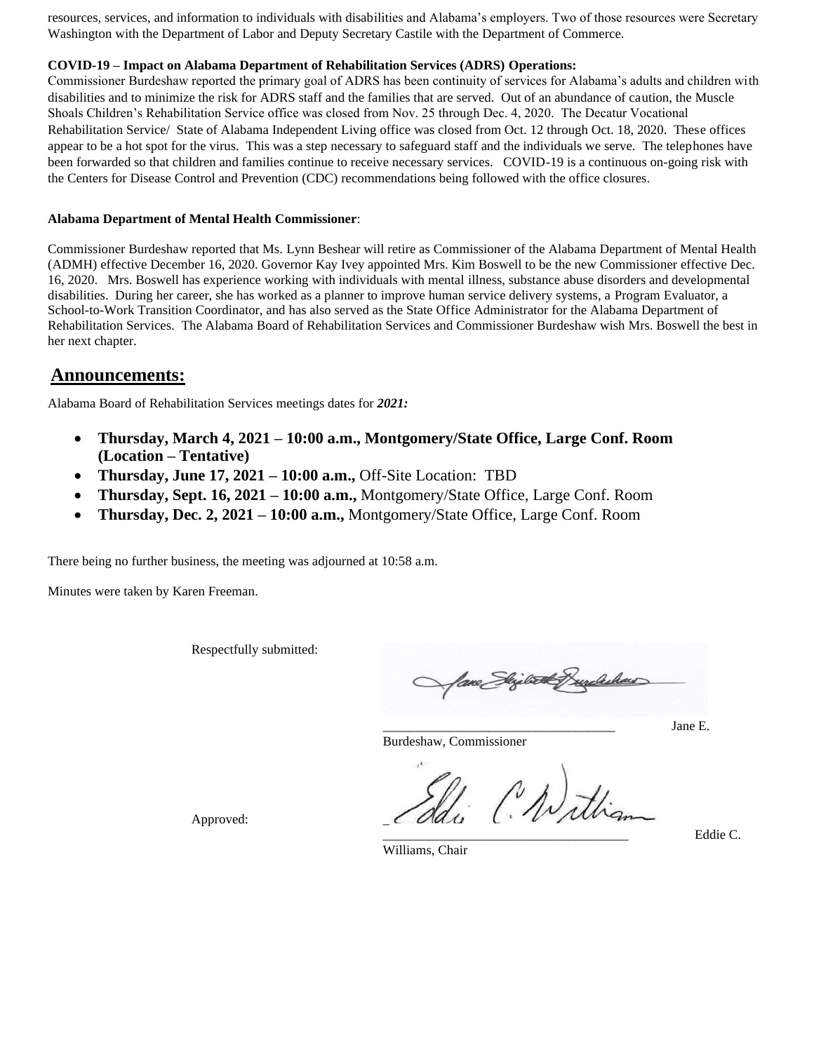resources, services, and information to individuals with disabilities and Alabama's employers. Two of those resources were Secretary Washington with the Department of Labor and Deputy Secretary Castile with the Department of Commerce.

**COVID-19 – Impact on Alabama Department of Rehabilitation Services (ADRS) Operations:**
Commissioner Burdeshaw reported the primary goal of ADRS has been continuity of services for Alabama's adults and children with disabilities and to minimize the risk for ADRS staff and the families that are served. Out of an abundance of caution, the Muscle Shoals Children's Rehabilitation Service office was closed from Nov. 25 through Dec. 4, 2020. The Decatur Vocational Rehabilitation Service/ State of Alabama Independent Living office was closed from Oct. 12 through Oct. 18, 2020. These offices appear to be a hot spot for the virus. This was a step necessary to safeguard staff and the individuals we serve. The telephones have been forwarded so that children and families continue to receive necessary services. COVID-19 is a continuous on-going risk with the Centers for Disease Control and Prevention (CDC) recommendations being followed with the office closures.

**Alabama Department of Mental Health Commissioner**:

Commissioner Burdeshaw reported that Ms. Lynn Beshear will retire as Commissioner of the Alabama Department of Mental Health (ADMH) effective December 16, 2020. Governor Kay Ivey appointed Mrs. Kim Boswell to be the new Commissioner effective Dec. 16, 2020. Mrs. Boswell has experience working with individuals with mental illness, substance abuse disorders and developmental disabilities. During her career, she has worked as a planner to improve human service delivery systems, a Program Evaluator, a School-to-Work Transition Coordinator, and has also served as the State Office Administrator for the Alabama Department of Rehabilitation Services. The Alabama Board of Rehabilitation Services and Commissioner Burdeshaw wish Mrs. Boswell the best in her next chapter.

## Announcements:

Alabama Board of Rehabilitation Services meetings dates for ***2021:***

- **Thursday, March 4, 2021 – 10:00 a.m., Montgomery/State Office, Large Conf. Room (Location – Tentative)**
- **Thursday, June 17, 2021 – 10:00 a.m.,** Off-Site Location: TBD
- **Thursday, Sept. 16, 2021 – 10:00 a.m.,** Montgomery/State Office, Large Conf. Room
- **Thursday, Dec. 2, 2021 – 10:00 a.m.,** Montgomery/State Office, Large Conf. Room

There being no further business, the meeting was adjourned at 10:58 a.m.

Minutes were taken by Karen Freeman.

Respectfully submitted:

Jane Elizabeth Burdeshaw

___________________________________ Jane E. Burdeshaw, Commissioner

Approved:

Eddie C. Williams

___________________________________ Eddie C. Williams, Chair